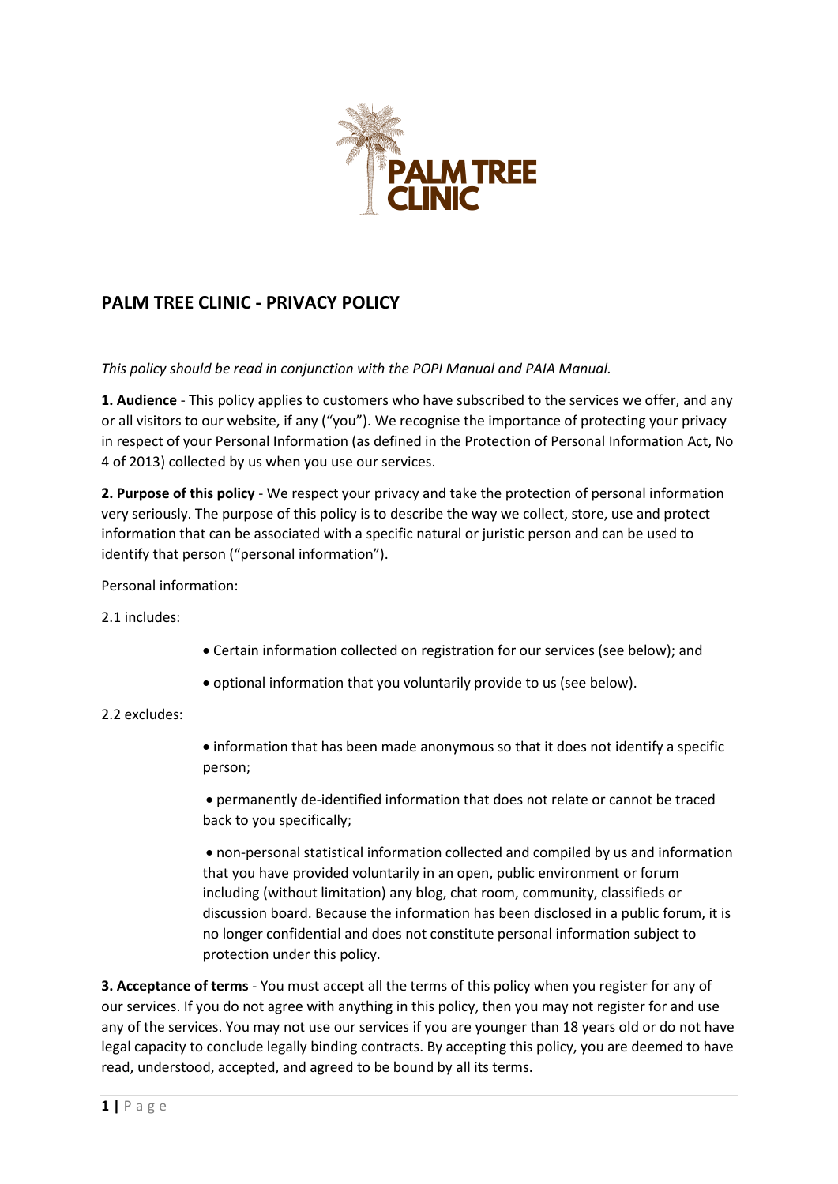# PALM TREE CLINIC - PRIVACY POLICY

*This policy should be read in conjunction with the POPI Manual and PAIA Manual.*

**1. Audience** - This policy applies to customers who have subscribed to the services we offer, and any or all visitors to our website, if any ("you"). We recognise the importance of protecting your privacy in respect of your Personal Information (as defined in the Protection of Personal Information Act, No 4 of 2013) collected by us when you use our services.

**2. Purpose of this policy** - We respect your privacy and take the protection of personal information very seriously. The purpose of this policy is to describe the way we collect, store, use and protect information that can be associated with a specific natural or juristic person and can be used to identify that person ("personal information").

Personal information:

2.1 includes:

- Certain information collected on registration for our services (see below); and
- optional information that you voluntarily provide to us (see below).

2.2 excludes:

- information that has been made anonymous so that it does not identify a specific person;
- permanently de-identified information that does not relate or cannot be traced back to you specifically;
- non-personal statistical information collected and compiled by us and information that you have provided voluntarily in an open, public environment or forum including (without limitation) any blog, chat room, community, classifieds or discussion board. Because the information has been disclosed in a public forum, it is no longer confidential and does not constitute personal information subject to protection under this policy.

**3. Acceptance of terms** - You must accept all the terms of this policy when you register for any of our services. If you do not agree with anything in this policy, then you may not register for and use any of the services. You may not use our services if you are younger than 18 years old or do not have legal capacity to conclude legally binding contracts. By accepting this policy, you are deemed to have read, understood, accepted, and agreed to be bound by all its terms.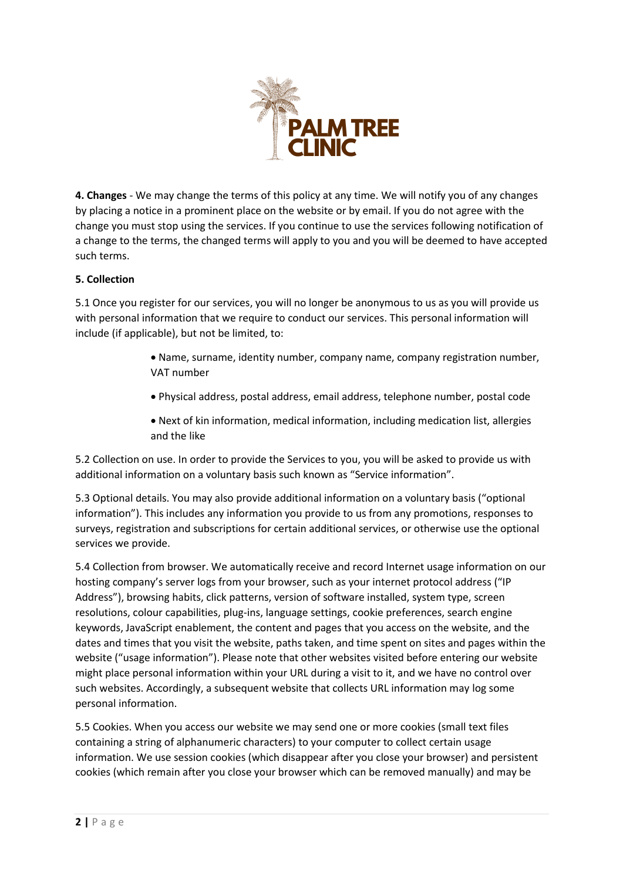**4. Changes** - We may change the terms of this policy at any time. We will notify you of any changes by placing a notice in a prominent place on the website or by email. If you do not agree with the change you must stop using the services. If you continue to use the services following notification of a change to the terms, the changed terms will apply to you and you will be deemed to have accepted such terms.

**5. Collection**

5.1 Once you register for our services, you will no longer be anonymous to us as you will provide us with personal information that we require to conduct our services. This personal information will include (if applicable), but not be limited, to:

- Name, surname, identity number, company name, company registration number, VAT number
- Physical address, postal address, email address, telephone number, postal code
- Next of kin information, medical information, including medication list, allergies and the like

5.2 Collection on use. In order to provide the Services to you, you will be asked to provide us with additional information on a voluntary basis such known as "Service information".

5.3 Optional details. You may also provide additional information on a voluntary basis ("optional information"). This includes any information you provide to us from any promotions, responses to surveys, registration and subscriptions for certain additional services, or otherwise use the optional services we provide.

5.4 Collection from browser. We automatically receive and record Internet usage information on our hosting company's server logs from your browser, such as your internet protocol address ("IP Address"), browsing habits, click patterns, version of software installed, system type, screen resolutions, colour capabilities, plug-ins, language settings, cookie preferences, search engine keywords, JavaScript enablement, the content and pages that you access on the website, and the dates and times that you visit the website, paths taken, and time spent on sites and pages within the website ("usage information"). Please note that other websites visited before entering our website might place personal information within your URL during a visit to it, and we have no control over such websites. Accordingly, a subsequent website that collects URL information may log some personal information.

5.5 Cookies. When you access our website we may send one or more cookies (small text files containing a string of alphanumeric characters) to your computer to collect certain usage information. We use session cookies (which disappear after you close your browser) and persistent cookies (which remain after you close your browser which can be removed manually) and may be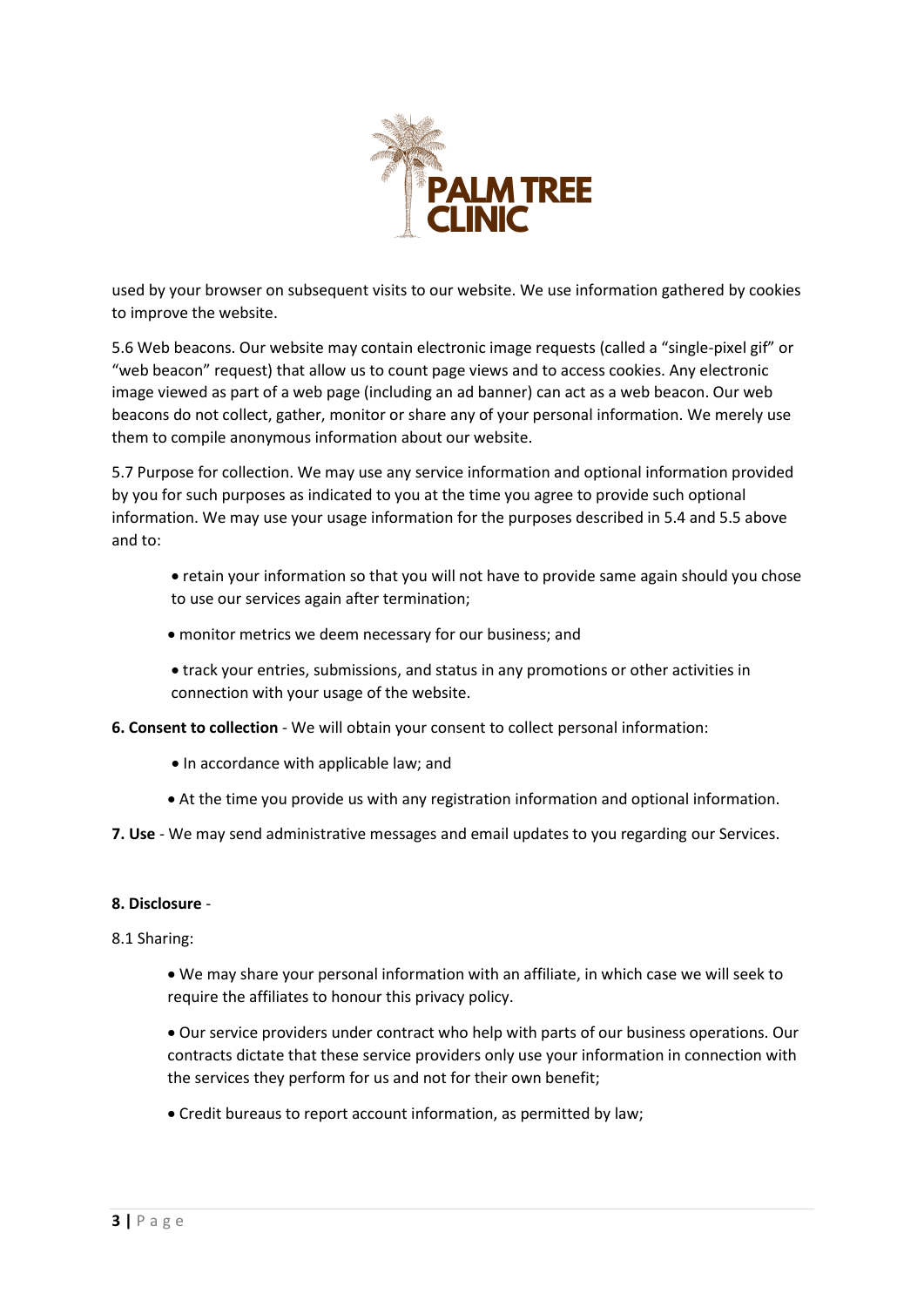used by your browser on subsequent visits to our website. We use information gathered by cookies to improve the website.

5.6 Web beacons. Our website may contain electronic image requests (called a "single-pixel gif" or "web beacon" request) that allow us to count page views and to access cookies. Any electronic image viewed as part of a web page (including an ad banner) can act as a web beacon. Our web beacons do not collect, gather, monitor or share any of your personal information. We merely use them to compile anonymous information about our website.

5.7 Purpose for collection. We may use any service information and optional information provided by you for such purposes as indicated to you at the time you agree to provide such optional information. We may use your usage information for the purposes described in 5.4 and 5.5 above and to:

- retain your information so that you will not have to provide same again should you chose to use our services again after termination;
- monitor metrics we deem necessary for our business; and
- track your entries, submissions, and status in any promotions or other activities in connection with your usage of the website.

**6. Consent to collection** - We will obtain your consent to collect personal information:

- In accordance with applicable law; and
- At the time you provide us with any registration information and optional information.

**7. Use** - We may send administrative messages and email updates to you regarding our Services.

**8. Disclosure** -

8.1 Sharing:

- We may share your personal information with an affiliate, in which case we will seek to require the affiliates to honour this privacy policy.
- Our service providers under contract who help with parts of our business operations. Our contracts dictate that these service providers only use your information in connection with the services they perform for us and not for their own benefit;
- Credit bureaus to report account information, as permitted by law;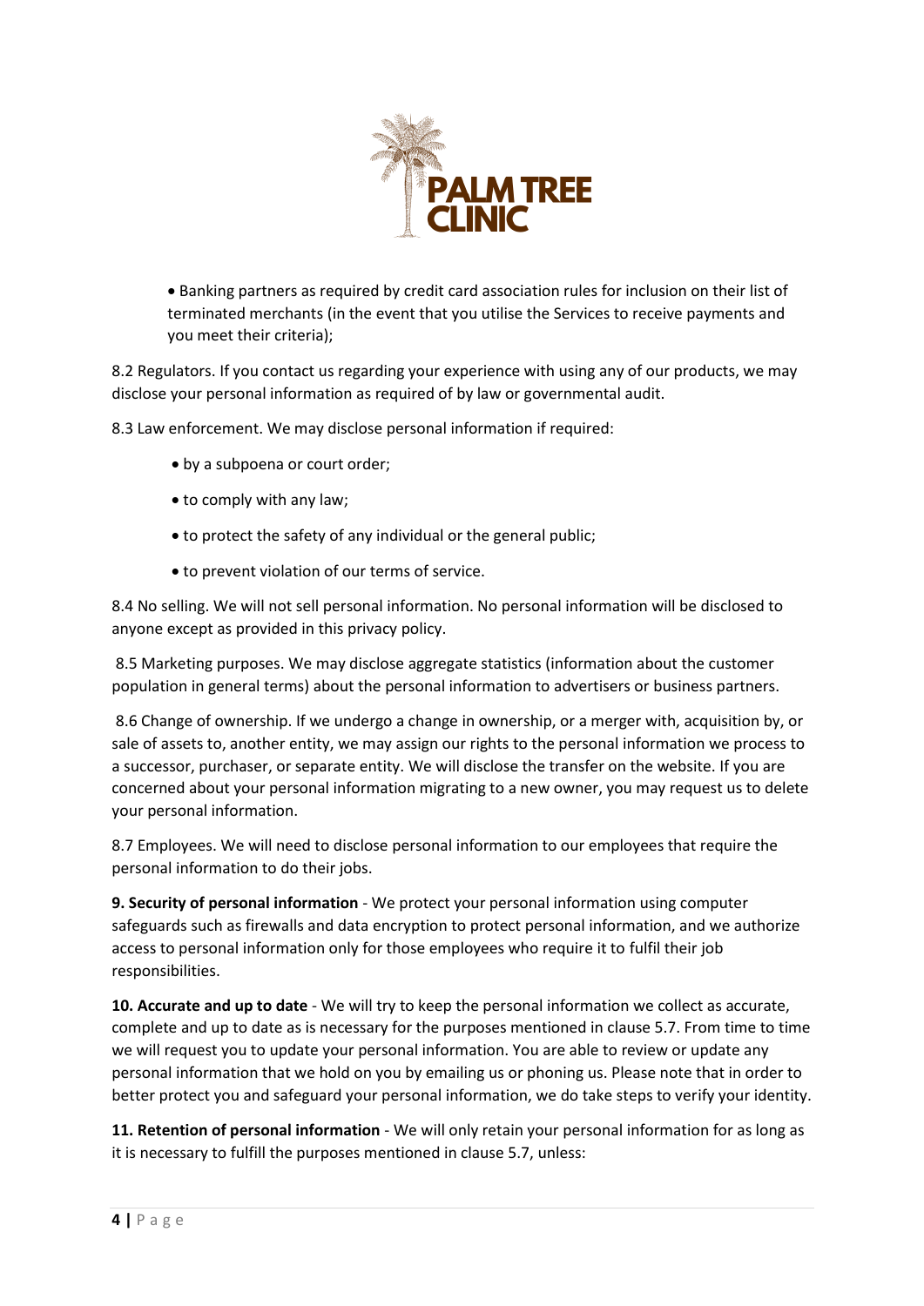- Banking partners as required by credit card association rules for inclusion on their list of terminated merchants (in the event that you utilise the Services to receive payments and you meet their criteria);

8.2 Regulators. If you contact us regarding your experience with using any of our products, we may disclose your personal information as required of by law or governmental audit.

8.3 Law enforcement. We may disclose personal information if required:

- by a subpoena or court order;
- to comply with any law;
- to protect the safety of any individual or the general public;
- to prevent violation of our terms of service.

8.4 No selling. We will not sell personal information. No personal information will be disclosed to anyone except as provided in this privacy policy.

8.5 Marketing purposes. We may disclose aggregate statistics (information about the customer population in general terms) about the personal information to advertisers or business partners.

8.6 Change of ownership. If we undergo a change in ownership, or a merger with, acquisition by, or sale of assets to, another entity, we may assign our rights to the personal information we process to a successor, purchaser, or separate entity. We will disclose the transfer on the website. If you are concerned about your personal information migrating to a new owner, you may request us to delete your personal information.

8.7 Employees. We will need to disclose personal information to our employees that require the personal information to do their jobs.

**9. Security of personal information** - We protect your personal information using computer safeguards such as firewalls and data encryption to protect personal information, and we authorize access to personal information only for those employees who require it to fulfil their job responsibilities.

**10. Accurate and up to date** - We will try to keep the personal information we collect as accurate, complete and up to date as is necessary for the purposes mentioned in clause 5.7. From time to time we will request you to update your personal information. You are able to review or update any personal information that we hold on you by emailing us or phoning us. Please note that in order to better protect you and safeguard your personal information, we do take steps to verify your identity.

**11. Retention of personal information** - We will only retain your personal information for as long as it is necessary to fulfill the purposes mentioned in clause 5.7, unless: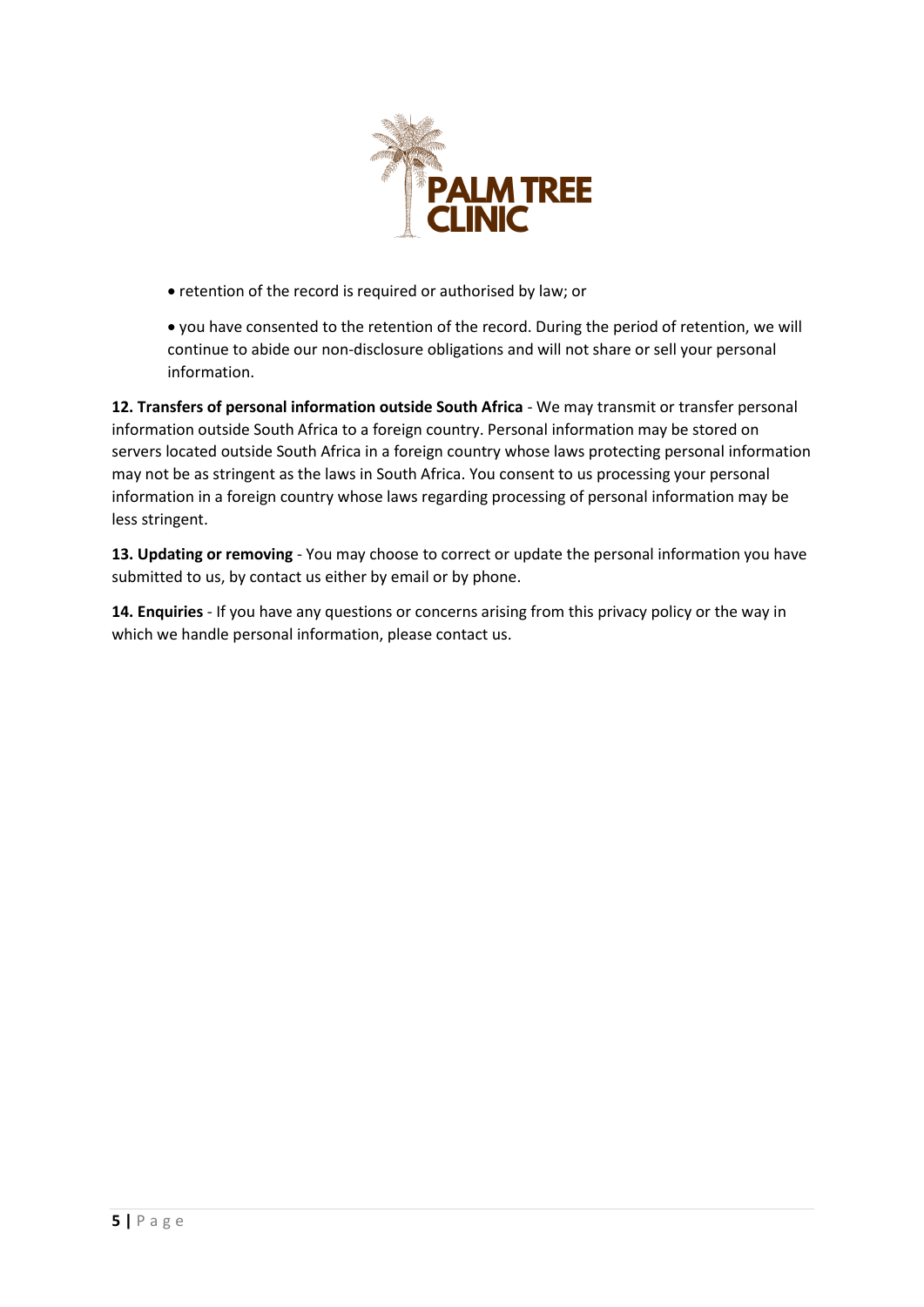- retention of the record is required or authorised by law; or
- you have consented to the retention of the record. During the period of retention, we will continue to abide our non-disclosure obligations and will not share or sell your personal information.

**12. Transfers of personal information outside South Africa** - We may transmit or transfer personal information outside South Africa to a foreign country. Personal information may be stored on servers located outside South Africa in a foreign country whose laws protecting personal information may not be as stringent as the laws in South Africa. You consent to us processing your personal information in a foreign country whose laws regarding processing of personal information may be less stringent.

**13. Updating or removing** - You may choose to correct or update the personal information you have submitted to us, by contact us either by email or by phone.

**14. Enquiries** - If you have any questions or concerns arising from this privacy policy or the way in which we handle personal information, please contact us.